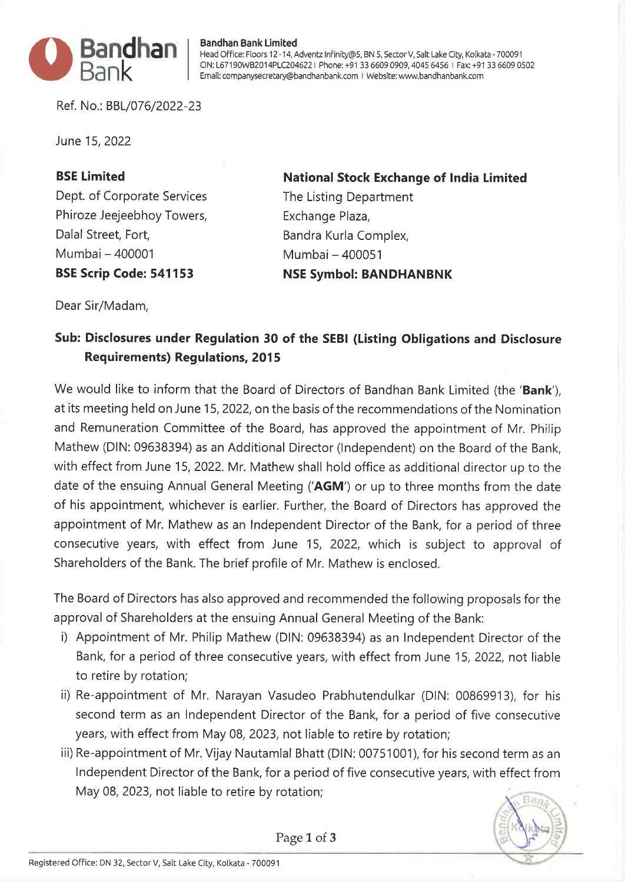**Bandhan Bank Limited**
Head Office: Floors 12-14, Adventz Infinity@5, BN 5, Sector V, Salt Lake City, Kolkata - 700091
CIN: L67190WB2014PLC204622 | Phone: +91 33 6609 0909, 4045 6456 | Fax: +91 33 6609 0502
Email: companysecretary@bandhanbank.com | Website: www.bandhanbank.com

Ref. No.: BBL/076/2022-23

June 15, 2022

**BSE Limited**
Dept. of Corporate Services
Phiroze Jeejeebhoy Towers,
Dalal Street, Fort,
Mumbai – 400001
**BSE Scrip Code: 541153**

**National Stock Exchange of India Limited**
The Listing Department
Exchange Plaza,
Bandra Kurla Complex,
Mumbai – 400051
**NSE Symbol: BANDHANBNK**

Dear Sir/Madam,

**Sub: Disclosures under Regulation 30 of the SEBI (Listing Obligations and Disclosure Requirements) Regulations, 2015**

We would like to inform that the Board of Directors of Bandhan Bank Limited (the '**Bank**'), at its meeting held on June 15, 2022, on the basis of the recommendations of the Nomination and Remuneration Committee of the Board, has approved the appointment of Mr. Philip Mathew (DIN: 09638394) as an Additional Director (Independent) on the Board of the Bank, with effect from June 15, 2022. Mr. Mathew shall hold office as additional director up to the date of the ensuing Annual General Meeting ('**AGM**') or up to three months from the date of his appointment, whichever is earlier. Further, the Board of Directors has approved the appointment of Mr. Mathew as an Independent Director of the Bank, for a period of three consecutive years, with effect from June 15, 2022, which is subject to approval of Shareholders of the Bank. The brief profile of Mr. Mathew is enclosed.

The Board of Directors has also approved and recommended the following proposals for the approval of Shareholders at the ensuing Annual General Meeting of the Bank:

i) Appointment of Mr. Philip Mathew (DIN: 09638394) as an Independent Director of the Bank, for a period of three consecutive years, with effect from June 15, 2022, not liable to retire by rotation;

ii) Re-appointment of Mr. Narayan Vasudeo Prabhutendulkar (DIN: 00869913), for his second term as an Independent Director of the Bank, for a period of five consecutive years, with effect from May 08, 2023, not liable to retire by rotation;

iii) Re-appointment of Mr. Vijay Nautamlal Bhatt (DIN: 00751001), for his second term as an Independent Director of the Bank, for a period of five consecutive years, with effect from May 08, 2023, not liable to retire by rotation;

Registered Office: DN 32, Sector V, Salt Lake City, Kolkata - 700091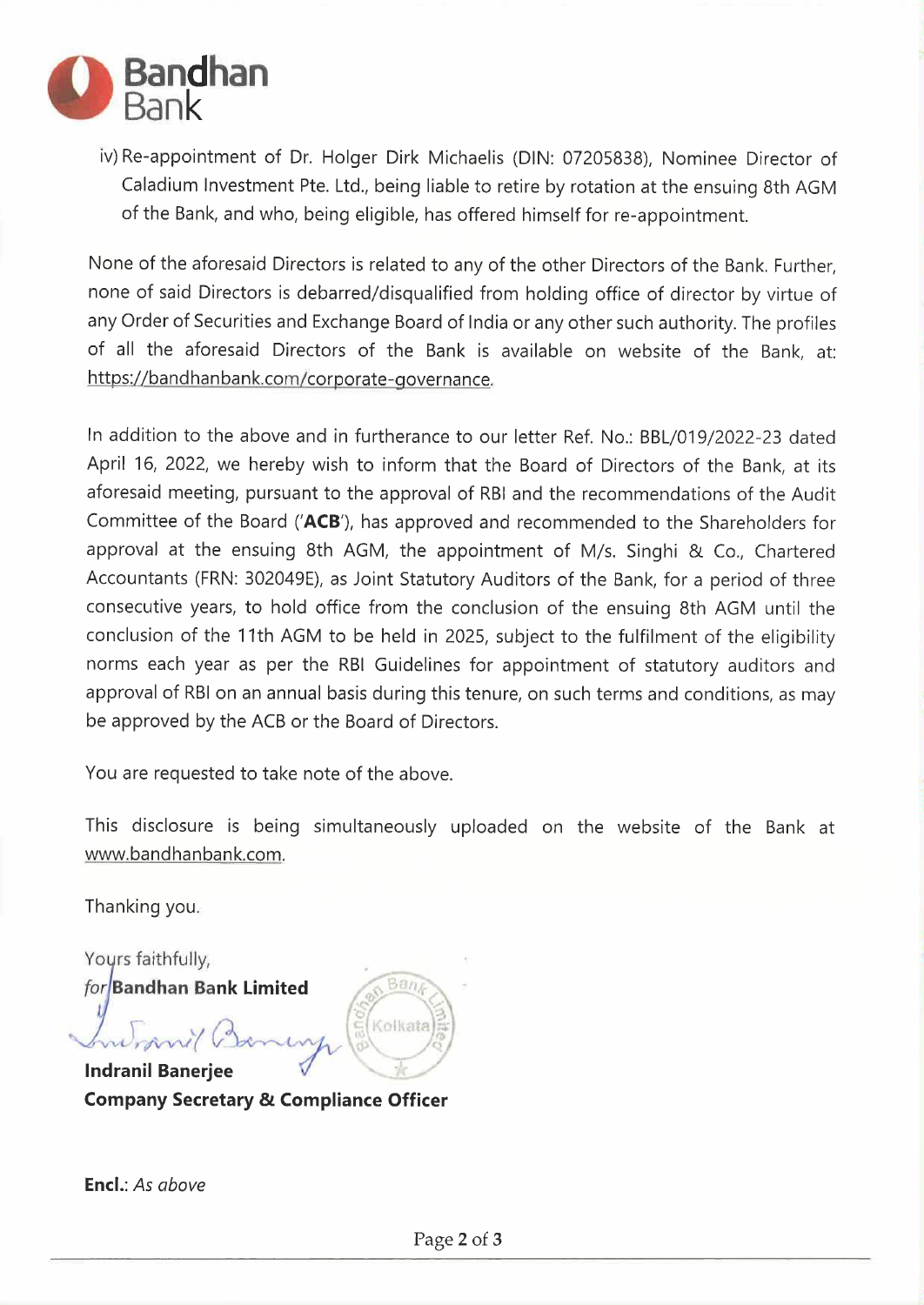iv) Re-appointment of Dr. Holger Dirk Michaelis (DIN: 07205838), Nominee Director of Caladium Investment Pte. Ltd., being liable to retire by rotation at the ensuing 8th AGM of the Bank, and who, being eligible, has offered himself for re-appointment.

None of the aforesaid Directors is related to any of the other Directors of the Bank. Further, none of said Directors is debarred/disqualified from holding office of director by virtue of any Order of Securities and Exchange Board of India or any other such authority. The profiles of all the aforesaid Directors of the Bank is available on website of the Bank, at: https://bandhanbank.com/corporate-governance.

In addition to the above and in furtherance to our letter Ref. No.: BBL/019/2022-23 dated April 16, 2022, we hereby wish to inform that the Board of Directors of the Bank, at its aforesaid meeting, pursuant to the approval of RBI and the recommendations of the Audit Committee of the Board ('**ACB**'), has approved and recommended to the Shareholders for approval at the ensuing 8th AGM, the appointment of M/s. Singhi & Co., Chartered Accountants (FRN: 302049E), as Joint Statutory Auditors of the Bank, for a period of three consecutive years, to hold office from the conclusion of the ensuing 8th AGM until the conclusion of the 11th AGM to be held in 2025, subject to the fulfilment of the eligibility norms each year as per the RBI Guidelines for appointment of statutory auditors and approval of RBI on an annual basis during this tenure, on such terms and conditions, as may be approved by the ACB or the Board of Directors.

You are requested to take note of the above.

This disclosure is being simultaneously uploaded on the website of the Bank at www.bandhanbank.com.

Thanking you.

Yours faithfully,
*for* **Bandhan Bank Limited**

**Indranil Banerjee**
**Company Secretary & Compliance Officer**

**Encl.**: *As above*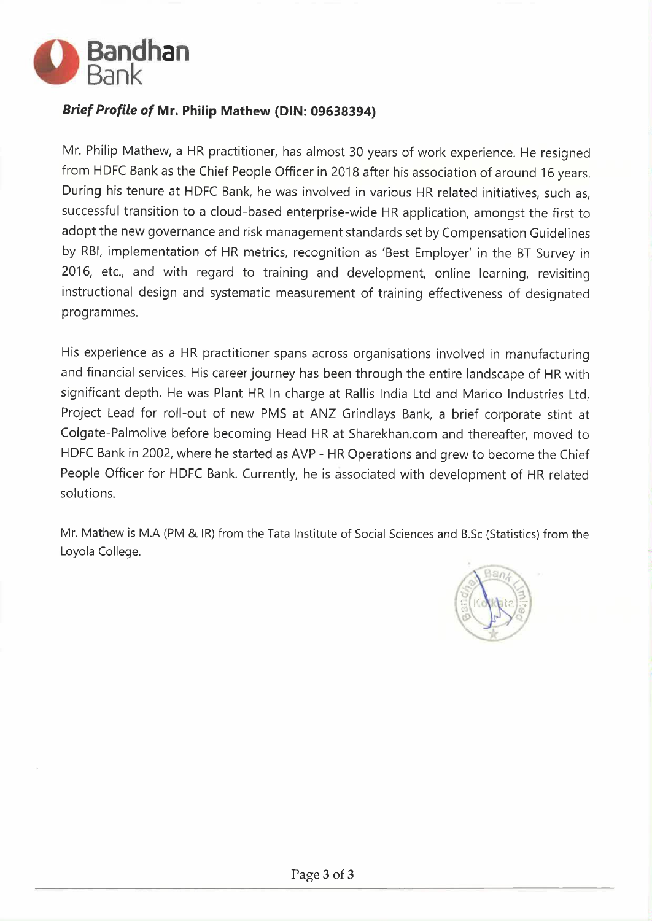Bandhan Bank

### ***Brief Profile of*** **Mr. Philip Mathew (DIN: 09638394)**

Mr. Philip Mathew, a HR practitioner, has almost 30 years of work experience. He resigned from HDFC Bank as the Chief People Officer in 2018 after his association of around 16 years. During his tenure at HDFC Bank, he was involved in various HR related initiatives, such as, successful transition to a cloud-based enterprise-wide HR application, amongst the first to adopt the new governance and risk management standards set by Compensation Guidelines by RBI, implementation of HR metrics, recognition as 'Best Employer' in the BT Survey in 2016, etc., and with regard to training and development, online learning, revisiting instructional design and systematic measurement of training effectiveness of designated programmes.

His experience as a HR practitioner spans across organisations involved in manufacturing and financial services. His career journey has been through the entire landscape of HR with significant depth. He was Plant HR In charge at Rallis India Ltd and Marico Industries Ltd, Project Lead for roll-out of new PMS at ANZ Grindlays Bank, a brief corporate stint at Colgate-Palmolive before becoming Head HR at Sharekhan.com and thereafter, moved to HDFC Bank in 2002, where he started as AVP - HR Operations and grew to become the Chief People Officer for HDFC Bank. Currently, he is associated with development of HR related solutions.

Mr. Mathew is M.A (PM & IR) from the Tata Institute of Social Sciences and B.Sc (Statistics) from the Loyola College.